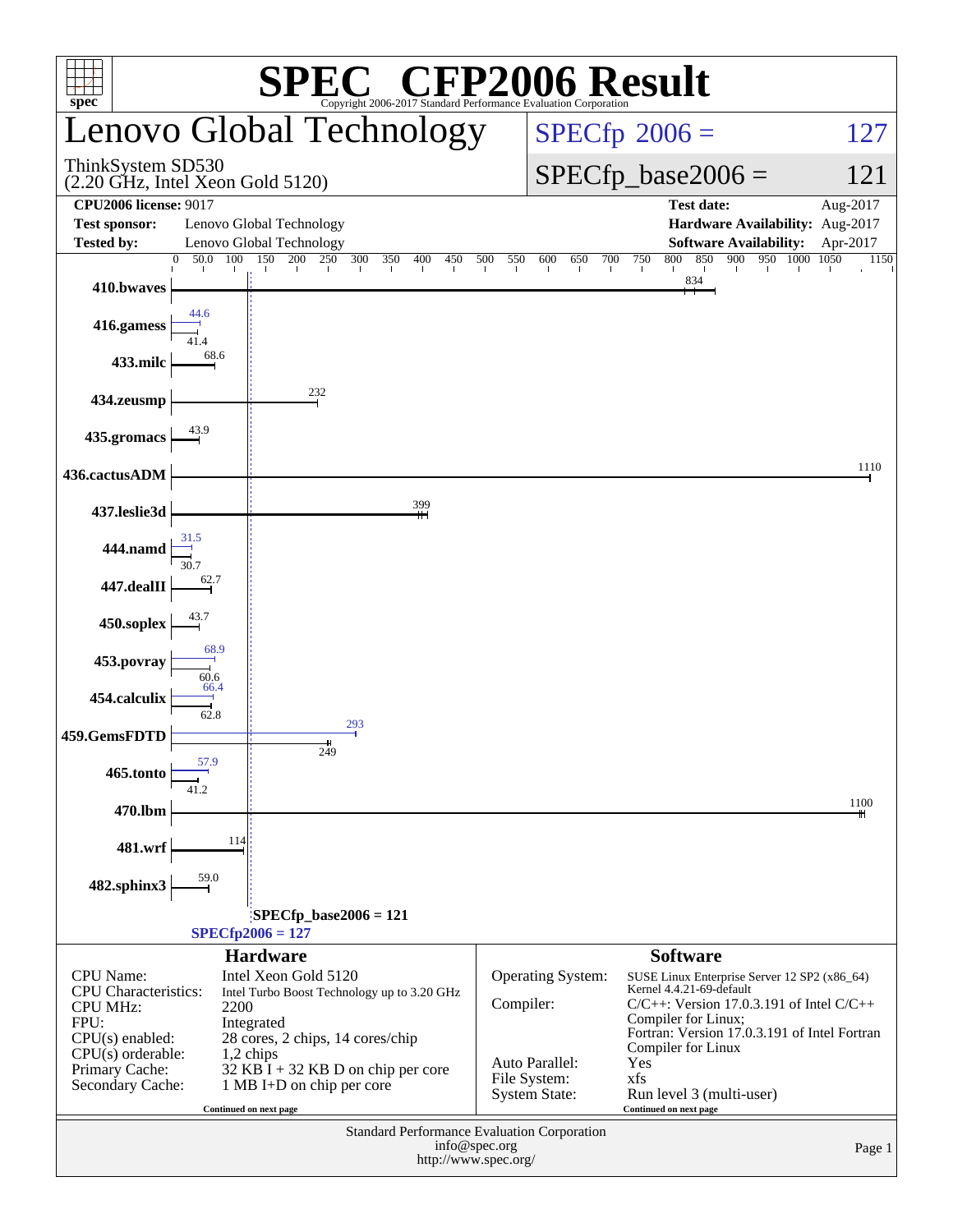# SPEC® CFP2006 Result

Copyright 2006-2017 Standard Performance Evaluation Corporation

## Lenovo Global Technology

ThinkSystem SD530
(2.20 GHz, Intel Xeon Gold 5120)

SPECfp 2006 = 127

SPECfp_base2006 = 121

| | | | |
|---|---|---|---|
| **CPU2006 license:** 9017 | | **Test date:** | Aug-2017 |
| **Test sponsor:** | Lenovo Global Technology | **Hardware Availability:** | Aug-2017 |
| **Tested by:** | Lenovo Global Technology | **Software Availability:** | Apr-2017 |

| Benchmark | Peak | Base |
|---|---|---|
| 410.bwaves | | 834 |
| 416.gamess | 44.6 | 41.4 |
| 433.milc | | 68.6 |
| 434.zeusmp | | 232 |
| 435.gromacs | | 43.9 |
| 436.cactusADM | | 1110 |
| 437.leslie3d | | 399 |
| 444.namd | 31.5 | 30.7 |
| 447.dealII | | 62.7 |
| 450.soplex | | 43.7 |
| 453.povray | 68.9 | 60.6 |
| 454.calculix | 66.4 | 62.8 |
| 459.GemsFDTD | 293 | 249 |
| 465.tonto | 57.9 | 41.2 |
| 470.lbm | | 1100 |
| 481.wrf | | 114 |
| 482.sphinx3 | | 59.0 |

SPECfp_base2006 = 121

SPECfp2006 = 127

### Hardware

| | |
|---|---|
| CPU Name: | Intel Xeon Gold 5120 |
| CPU Characteristics: | Intel Turbo Boost Technology up to 3.20 GHz |
| CPU MHz: | 2200 |
| FPU: | Integrated |
| CPU(s) enabled: | 28 cores, 2 chips, 14 cores/chip |
| CPU(s) orderable: | 1,2 chips |
| Primary Cache: | 32 KB I + 32 KB D on chip per core |
| Secondary Cache: | 1 MB I+D on chip per core |

Continued on next page

### Software

| | |
|---|---|
| Operating System: | SUSE Linux Enterprise Server 12 SP2 (x86_64) Kernel 4.4.21-69-default |
| Compiler: | C/C++: Version 17.0.3.191 of Intel C/C++ Compiler for Linux; Fortran: Version 17.0.3.191 of Intel Fortran Compiler for Linux |
| Auto Parallel: | Yes |
| File System: | xfs |
| System State: | Run level 3 (multi-user) |

Continued on next page

Standard Performance Evaluation Corporation
info@spec.org
http://www.spec.org/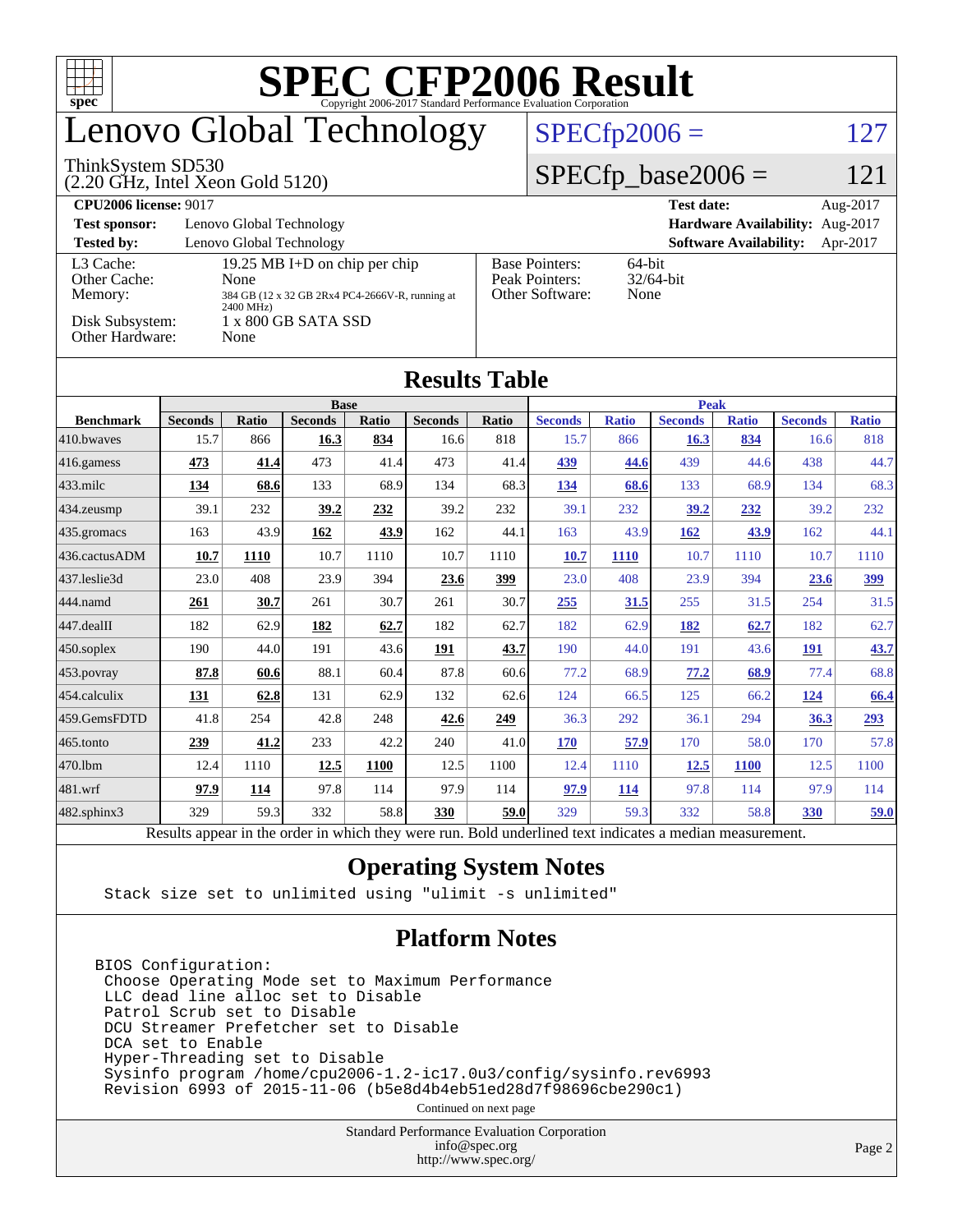# SPEC CFP2006 Result

Copyright 2006-2017 Standard Performance Evaluation Corporation

# Lenovo Global Technology

ThinkSystem SD530
(2.20 GHz, Intel Xeon Gold 5120)

SPECfp2006 = 127

SPECfp_base2006 = 121

| | | | |
|---|---|---|---|
| **CPU2006 license:** 9017 | | **Test date:** | Aug-2017 |
| **Test sponsor:** | Lenovo Global Technology | **Hardware Availability:** | Aug-2017 |
| **Tested by:** | Lenovo Global Technology | **Software Availability:** | Apr-2017 |

| | | | |
|---|---|---|---|
| L3 Cache: | 19.25 MB I+D on chip per chip | Base Pointers: | 64-bit |
| Other Cache: | None | Peak Pointers: | 32/64-bit |
| Memory: | 384 GB (12 x 32 GB 2Rx4 PC4-2666V-R, running at 2400 MHz) | Other Software: | None |
| Disk Subsystem: | 1 x 800 GB SATA SSD | | |
| Other Hardware: | None | | |

## Results Table

| Benchmark | Base | | | | | | Peak | | | | | |
|---|---|---|---|---|---|---|---|---|---|---|---|---|
| | Seconds | Ratio | Seconds | Ratio | Seconds | Ratio | Seconds | Ratio | Seconds | Ratio | Seconds | Ratio |
| 410.bwaves | 15.7 | 866 | **16.3** | **834** | 16.6 | 818 | 15.7 | 866 | **16.3** | **834** | 16.6 | 818 |
| 416.gamess | **473** | **41.4** | 473 | 41.4 | 473 | 41.4 | **439** | **44.6** | 439 | 44.6 | 438 | 44.7 |
| 433.milc | **134** | **68.6** | 133 | 68.9 | 134 | 68.3 | **134** | **68.6** | 133 | 68.9 | 134 | 68.3 |
| 434.zeusmp | 39.1 | 232 | **39.2** | **232** | 39.2 | 232 | 39.1 | 232 | **39.2** | **232** | 39.2 | 232 |
| 435.gromacs | 163 | 43.9 | **162** | **43.9** | 162 | 44.1 | 163 | 43.9 | **162** | **43.9** | 162 | 44.1 |
| 436.cactusADM | **10.7** | **1110** | 10.7 | 1110 | 10.7 | 1110 | **10.7** | **1110** | 10.7 | 1110 | 10.7 | 1110 |
| 437.leslie3d | 23.0 | 408 | 23.9 | 394 | **23.6** | **399** | 23.0 | 408 | 23.9 | 394 | **23.6** | **399** |
| 444.namd | **261** | **30.7** | 261 | 30.7 | 261 | 30.7 | **255** | **31.5** | 255 | 31.5 | 254 | 31.5 |
| 447.dealII | 182 | 62.9 | **182** | **62.7** | 182 | 62.7 | 182 | 62.9 | **182** | **62.7** | 182 | 62.7 |
| 450.soplex | 190 | 44.0 | 191 | 43.6 | **191** | **43.7** | 190 | 44.0 | 191 | 43.6 | **191** | **43.7** |
| 453.povray | **87.8** | **60.6** | 88.1 | 60.4 | 87.8 | 60.6 | 77.2 | 68.9 | **77.2** | **68.9** | 77.4 | 68.8 |
| 454.calculix | **131** | **62.8** | 131 | 62.9 | 132 | 62.6 | 124 | 66.5 | 125 | 66.2 | **124** | **66.4** |
| 459.GemsFDTD | 41.8 | 254 | 42.8 | 248 | **42.6** | **249** | 36.3 | 292 | 36.1 | 294 | **36.3** | **293** |
| 465.tonto | **239** | **41.2** | 233 | 42.2 | 240 | 41.0 | **170** | **57.9** | 170 | 58.0 | 170 | 57.8 |
| 470.lbm | 12.4 | 1110 | **12.5** | **1100** | 12.5 | 1100 | 12.4 | 1110 | **12.5** | **1100** | 12.5 | 1100 |
| 481.wrf | **97.9** | **114** | 97.8 | 114 | 97.9 | 114 | **97.9** | **114** | 97.8 | 114 | 97.9 | 114 |
| 482.sphinx3 | 329 | 59.3 | 332 | 58.8 | **330** | **59.0** | 329 | 59.3 | 332 | 58.8 | **330** | **59.0** |

Results appear in the order in which they were run. Bold underlined text indicates a median measurement.

## Operating System Notes

```
Stack size set to unlimited using "ulimit -s unlimited"
```

## Platform Notes

```
BIOS Configuration:
 Choose Operating Mode set to Maximum Performance
 LLC dead line alloc set to Disable
 Patrol Scrub set to Disable
 DCU Streamer Prefetcher set to Disable
 DCA set to Enable
 Hyper-Threading set to Disable
 Sysinfo program /home/cpu2006-1.2-ic17.0u3/config/sysinfo.rev6993
 Revision 6993 of 2015-11-06 (b5e8d4b4eb51ed28d7f98696cbe290c1)
```

Continued on next page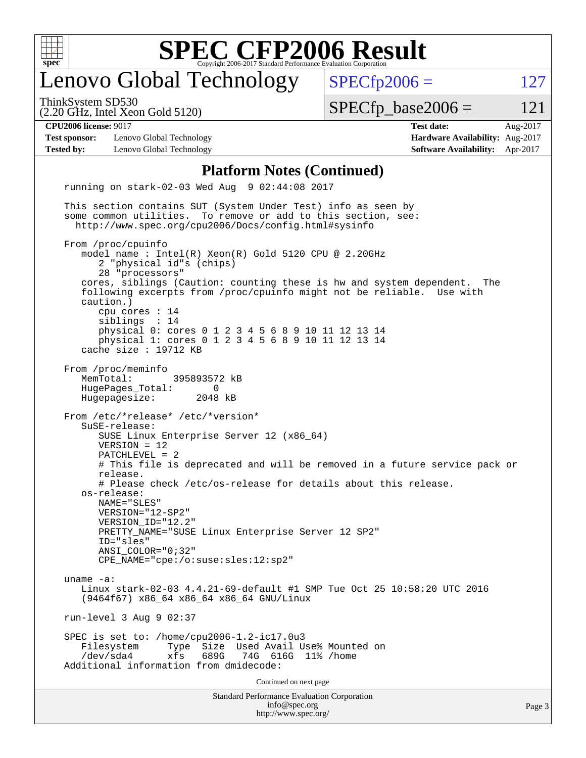# Lenovo Global Technology

ThinkSystem SD530
(2.20 GHz, Intel Xeon Gold 5120)

SPECfp2006 = 127

SPECfp_base2006 = 121

**CPU2006 license:** 9017
**Test sponsor:** Lenovo Global Technology
**Tested by:** Lenovo Global Technology

**Test date:** Aug-2017
**Hardware Availability:** Aug-2017
**Software Availability:** Apr-2017

## Platform Notes (Continued)

```
running on stark-02-03 Wed Aug  9 02:44:08 2017

This section contains SUT (System Under Test) info as seen by
some common utilities.  To remove or add to this section, see:
  http://www.spec.org/cpu2006/Docs/config.html#sysinfo

From /proc/cpuinfo
   model name : Intel(R) Xeon(R) Gold 5120 CPU @ 2.20GHz
      2 "physical id"s (chips)
      28 "processors"
   cores, siblings (Caution: counting these is hw and system dependent.  The
   following excerpts from /proc/cpuinfo might not be reliable.  Use with
   caution.)
      cpu cores : 14
      siblings  : 14
      physical 0: cores 0 1 2 3 4 5 6 8 9 10 11 12 13 14
      physical 1: cores 0 1 2 3 4 5 6 8 9 10 11 12 13 14
   cache size : 19712 KB

From /proc/meminfo
   MemTotal:       395893572 kB
   HugePages_Total:       0
   Hugepagesize:       2048 kB

From /etc/*release* /etc/*version*
   SuSE-release:
      SUSE Linux Enterprise Server 12 (x86_64)
      VERSION = 12
      PATCHLEVEL = 2
      # This file is deprecated and will be removed in a future service pack or
      release.
      # Please check /etc/os-release for details about this release.
   os-release:
      NAME="SLES"
      VERSION="12-SP2"
      VERSION_ID="12.2"
      PRETTY_NAME="SUSE Linux Enterprise Server 12 SP2"
      ID="sles"
      ANSI_COLOR="0;32"
      CPE_NAME="cpe:/o:suse:sles:12:sp2"

uname -a:
   Linux stark-02-03 4.4.21-69-default #1 SMP Tue Oct 25 10:58:20 UTC 2016
   (9464f67) x86_64 x86_64 x86_64 GNU/Linux

run-level 3 Aug 9 02:37

SPEC is set to: /home/cpu2006-1.2-ic17.0u3
   Filesystem     Type  Size  Used Avail Use% Mounted on
   /dev/sda4      xfs   689G   74G  616G  11% /home
Additional information from dmidecode:
```

Continued on next page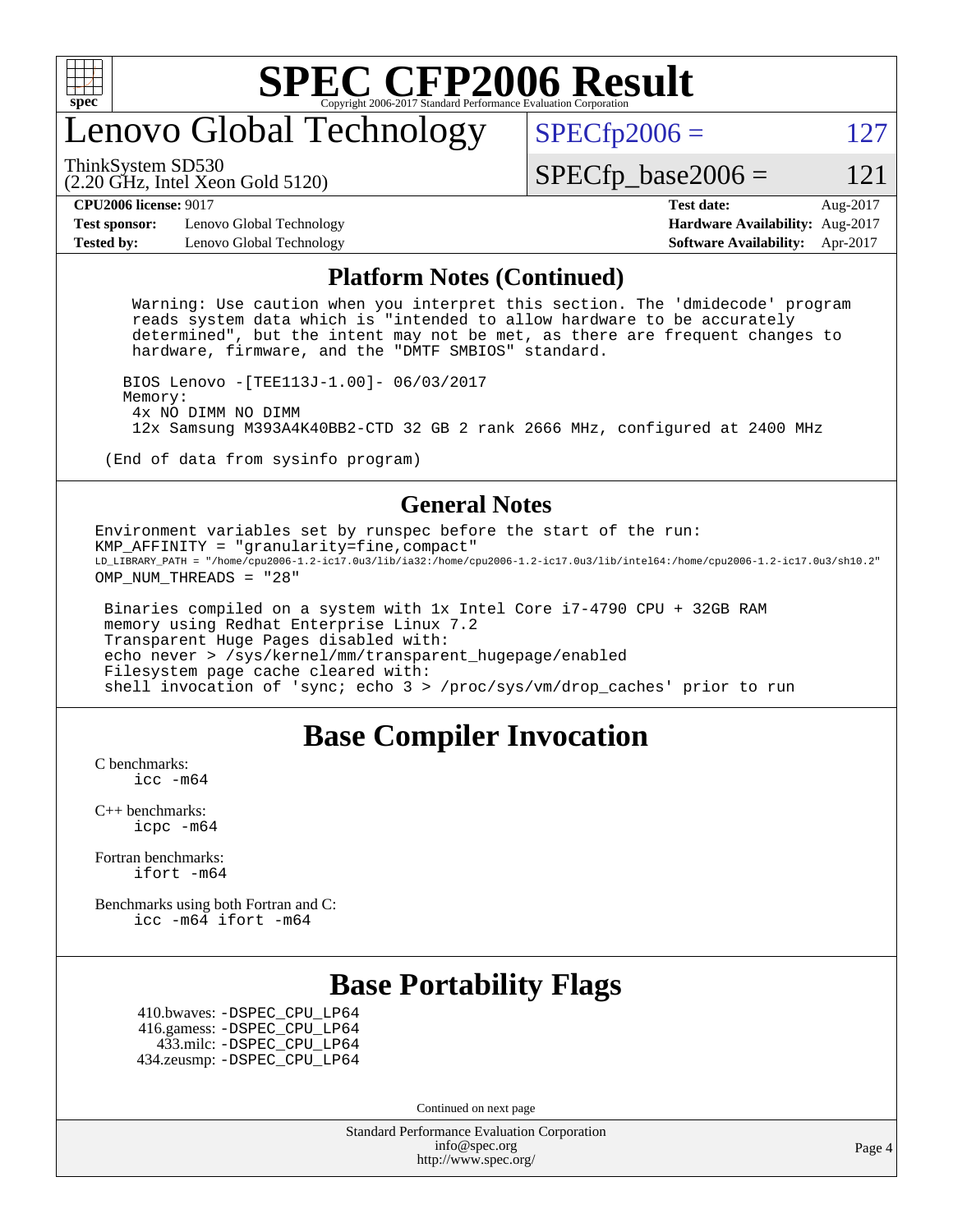# SPEC CFP2006 Result

Copyright 2006-2017 Standard Performance Evaluation Corporation

## Lenovo Global Technology

ThinkSystem SD530
(2.20 GHz, Intel Xeon Gold 5120)

SPECfp2006 = 127

SPECfp_base2006 = 121

**CPU2006 license:** 9017 | **Test date:** Aug-2017
**Test sponsor:** Lenovo Global Technology | **Hardware Availability:** Aug-2017
**Tested by:** Lenovo Global Technology | **Software Availability:** Apr-2017

## Platform Notes (Continued)

```
   Warning: Use caution when you interpret this section. The 'dmidecode' program
   reads system data which is "intended to allow hardware to be accurately
   determined", but the intent may not be met, as there are frequent changes to
   hardware, firmware, and the "DMTF SMBIOS" standard.

  BIOS Lenovo -[TEE113J-1.00]- 06/03/2017
  Memory:
   4x NO DIMM NO DIMM
   12x Samsung M393A4K40BB2-CTD 32 GB 2 rank 2666 MHz, configured at 2400 MHz

(End of data from sysinfo program)
```

## General Notes

```
Environment variables set by runspec before the start of the run:
KMP_AFFINITY = "granularity=fine,compact"
LD_LIBRARY_PATH = "/home/cpu2006-1.2-ic17.0u3/lib/ia32:/home/cpu2006-1.2-ic17.0u3/lib/intel64:/home/cpu2006-1.2-ic17.0u3/sh10.2"
OMP_NUM_THREADS = "28"

 Binaries compiled on a system with 1x Intel Core i7-4790 CPU + 32GB RAM
 memory using Redhat Enterprise Linux 7.2
 Transparent Huge Pages disabled with:
 echo never > /sys/kernel/mm/transparent_hugepage/enabled
 Filesystem page cache cleared with:
 shell invocation of 'sync; echo 3 > /proc/sys/vm/drop_caches' prior to run
```

## Base Compiler Invocation

C benchmarks:
  icc -m64

C++ benchmarks:
  icpc -m64

Fortran benchmarks:
  ifort -m64

Benchmarks using both Fortran and C:
  icc -m64 ifort -m64

## Base Portability Flags

410.bwaves: -DSPEC_CPU_LP64
416.gamess: -DSPEC_CPU_LP64
433.milc: -DSPEC_CPU_LP64
434.zeusmp: -DSPEC_CPU_LP64

Continued on next page

Standard Performance Evaluation Corporation
info@spec.org
http://www.spec.org/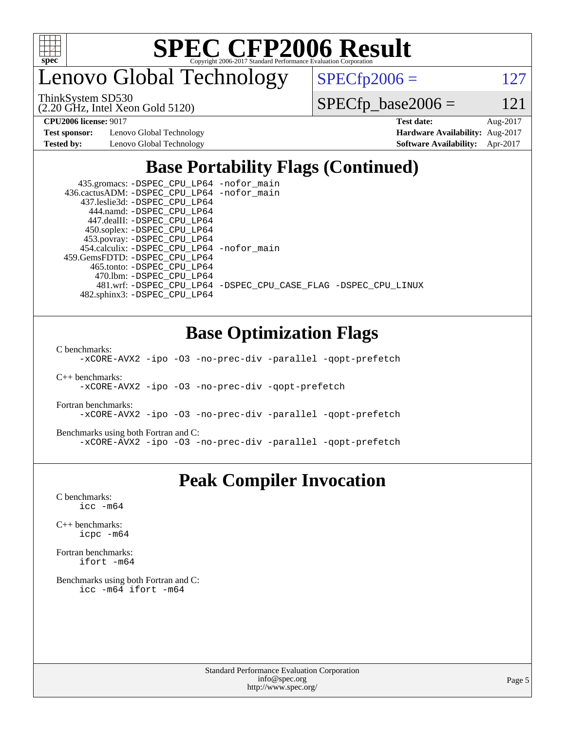# SPEC CFP2006 Result

Copyright 2006-2017 Standard Performance Evaluation Corporation

# Lenovo Global Technology

ThinkSystem SD530
(2.20 GHz, Intel Xeon Gold 5120)

SPECfp2006 = 127

SPECfp_base2006 = 121

**CPU2006 license:** 9017
**Test sponsor:** Lenovo Global Technology
**Tested by:** Lenovo Global Technology

**Test date:** Aug-2017
**Hardware Availability:** Aug-2017
**Software Availability:** Apr-2017

## Base Portability Flags (Continued)

```
    435.gromacs: -DSPEC_CPU_LP64 -nofor_main
   436.cactusADM: -DSPEC_CPU_LP64 -nofor_main
    437.leslie3d: -DSPEC_CPU_LP64
       444.namd: -DSPEC_CPU_LP64
     447.dealII: -DSPEC_CPU_LP64
     450.soplex: -DSPEC_CPU_LP64
     453.povray: -DSPEC_CPU_LP64
    454.calculix: -DSPEC_CPU_LP64 -nofor_main
  459.GemsFDTD: -DSPEC_CPU_LP64
      465.tonto: -DSPEC_CPU_LP64
        470.lbm: -DSPEC_CPU_LP64
        481.wrf: -DSPEC_CPU_LP64 -DSPEC_CPU_CASE_FLAG -DSPEC_CPU_LINUX
    482.sphinx3: -DSPEC_CPU_LP64
```

## Base Optimization Flags

C benchmarks:
```
-xCORE-AVX2 -ipo -O3 -no-prec-div -parallel -qopt-prefetch
```

C++ benchmarks:
```
-xCORE-AVX2 -ipo -O3 -no-prec-div -qopt-prefetch
```

Fortran benchmarks:
```
-xCORE-AVX2 -ipo -O3 -no-prec-div -parallel -qopt-prefetch
```

Benchmarks using both Fortran and C:
```
-xCORE-AVX2 -ipo -O3 -no-prec-div -parallel -qopt-prefetch
```

## Peak Compiler Invocation

C benchmarks:
```
icc -m64
```

C++ benchmarks:
```
icpc -m64
```

Fortran benchmarks:
```
ifort -m64
```

Benchmarks using both Fortran and C:
```
icc -m64 ifort -m64
```

Standard Performance Evaluation Corporation
info@spec.org
http://www.spec.org/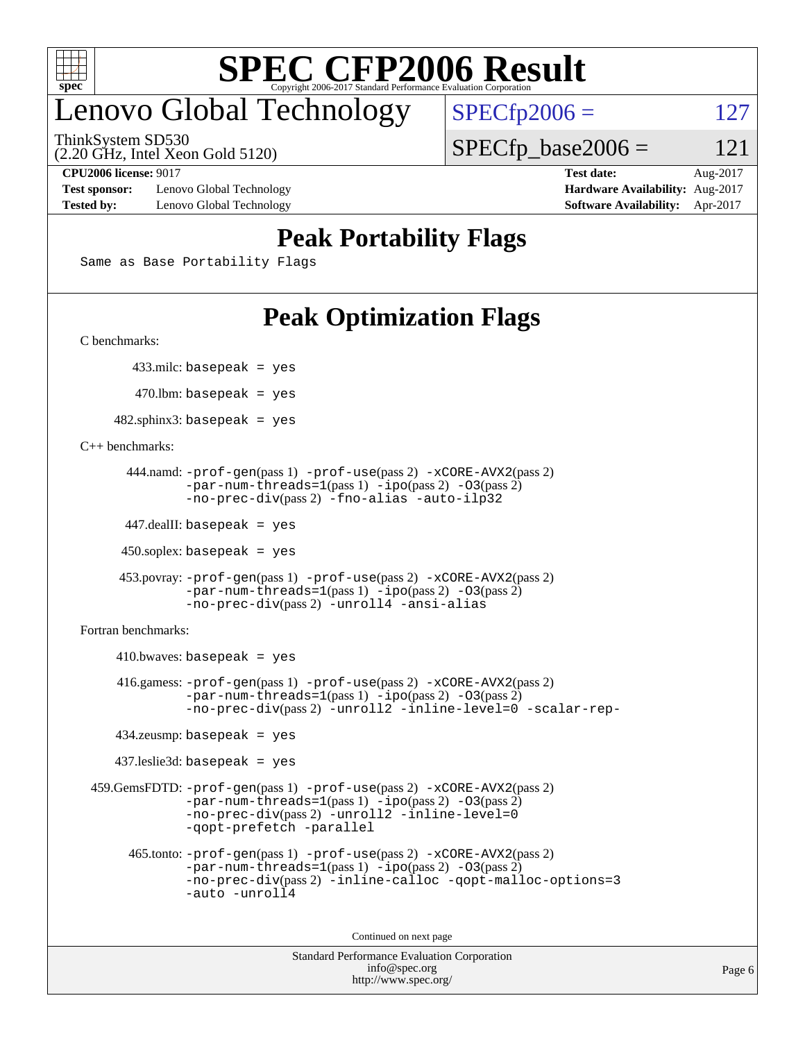# SPEC CFP2006 Result

Copyright 2006-2017 Standard Performance Evaluation Corporation

## Lenovo Global Technology

ThinkSystem SD530
(2.20 GHz, Intel Xeon Gold 5120)

SPECfp2006 = 127

SPECfp_base2006 = 121

**CPU2006 license:** 9017
**Test sponsor:** Lenovo Global Technology
**Tested by:** Lenovo Global Technology

**Test date:** Aug-2017
**Hardware Availability:** Aug-2017
**Software Availability:** Apr-2017

## Peak Portability Flags

Same as Base Portability Flags

## Peak Optimization Flags

C benchmarks:

433.milc: basepeak = yes

470.lbm: basepeak = yes

482.sphinx3: basepeak = yes

C++ benchmarks:

444.namd: -prof-gen(pass 1) -prof-use(pass 2) -xCORE-AVX2(pass 2) -par-num-threads=1(pass 1) -ipo(pass 2) -O3(pass 2) -no-prec-div(pass 2) -fno-alias -auto-ilp32

447.dealII: basepeak = yes

450.soplex: basepeak = yes

453.povray: -prof-gen(pass 1) -prof-use(pass 2) -xCORE-AVX2(pass 2) -par-num-threads=1(pass 1) -ipo(pass 2) -O3(pass 2) -no-prec-div(pass 2) -unroll4 -ansi-alias

Fortran benchmarks:

410.bwaves: basepeak = yes

416.gamess: -prof-gen(pass 1) -prof-use(pass 2) -xCORE-AVX2(pass 2) -par-num-threads=1(pass 1) -ipo(pass 2) -O3(pass 2) -no-prec-div(pass 2) -unroll2 -inline-level=0 -scalar-rep-

434.zeusmp: basepeak = yes

437.leslie3d: basepeak = yes

459.GemsFDTD: -prof-gen(pass 1) -prof-use(pass 2) -xCORE-AVX2(pass 2) -par-num-threads=1(pass 1) -ipo(pass 2) -O3(pass 2) -no-prec-div(pass 2) -unroll2 -inline-level=0 -qopt-prefetch -parallel

465.tonto: -prof-gen(pass 1) -prof-use(pass 2) -xCORE-AVX2(pass 2) -par-num-threads=1(pass 1) -ipo(pass 2) -O3(pass 2) -no-prec-div(pass 2) -inline-calloc -qopt-malloc-options=3 -auto -unroll4

Continued on next page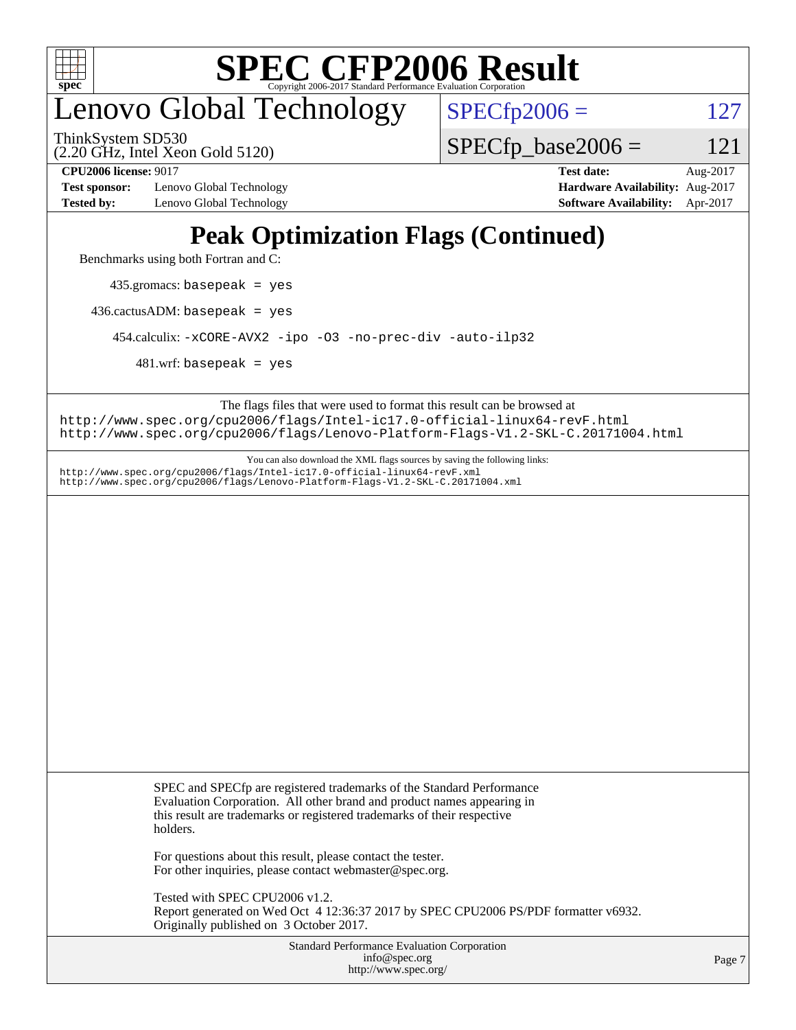# Lenovo Global Technology

ThinkSystem SD530
(2.20 GHz, Intel Xeon Gold 5120)

SPECfp2006 = 127

SPECfp_base2006 = 121

**CPU2006 license:** 9017
**Test sponsor:** Lenovo Global Technology
**Tested by:** Lenovo Global Technology

**Test date:** Aug-2017
**Hardware Availability:** Aug-2017
**Software Availability:** Apr-2017

## Peak Optimization Flags (Continued)

Benchmarks using both Fortran and C:

435.gromacs: `basepeak = yes`

436.cactusADM: `basepeak = yes`

454.calculix: `-xCORE-AVX2 -ipo -O3 -no-prec-div -auto-ilp32`

481.wrf: `basepeak = yes`

The flags files that were used to format this result can be browsed at
http://www.spec.org/cpu2006/flags/Intel-ic17.0-official-linux64-revF.html
http://www.spec.org/cpu2006/flags/Lenovo-Platform-Flags-V1.2-SKL-C.20171004.html

You can also download the XML flags sources by saving the following links:
http://www.spec.org/cpu2006/flags/Intel-ic17.0-official-linux64-revF.xml
http://www.spec.org/cpu2006/flags/Lenovo-Platform-Flags-V1.2-SKL-C.20171004.xml

SPEC and SPECfp are registered trademarks of the Standard Performance Evaluation Corporation. All other brand and product names appearing in this result are trademarks or registered trademarks of their respective holders.

For questions about this result, please contact the tester.
For other inquiries, please contact webmaster@spec.org.

Tested with SPEC CPU2006 v1.2.
Report generated on Wed Oct 4 12:36:37 2017 by SPEC CPU2006 PS/PDF formatter v6932.
Originally published on 3 October 2017.